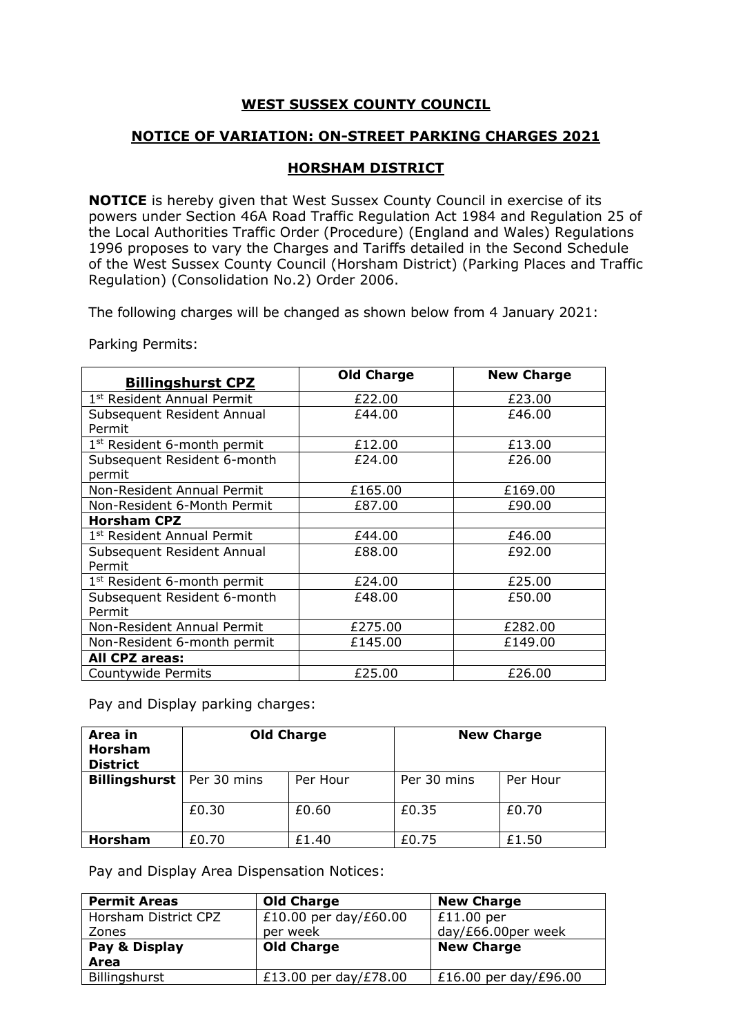# WEST SUSSEX COUNTY COUNCIL

## NOTICE OF VARIATION: ON-STREET PARKING CHARGES 2021

## HORSHAM DISTRICT

**NOTICE** is hereby given that West Sussex County Council in exercise of its powers under Section 46A Road Traffic Regulation Act 1984 and Regulation 25 of the Local Authorities Traffic Order (Procedure) (England and Wales) Regulations 1996 proposes to vary the Charges and Tariffs detailed in the Second Schedule of the West Sussex County Council (Horsham District) (Parking Places and Traffic Regulation) (Consolidation No.2) Order 2006.

The following charges will be changed as shown below from 4 January 2021:

Parking Permits:

| **Billingshurst CPZ** | **Old Charge** | **New Charge** |
|---|---|---|
| 1st Resident Annual Permit | £22.00 | £23.00 |
| Subsequent Resident Annual Permit | £44.00 | £46.00 |
| 1st Resident 6-month permit | £12.00 | £13.00 |
| Subsequent Resident 6-month permit | £24.00 | £26.00 |
| Non-Resident Annual Permit | £165.00 | £169.00 |
| Non-Resident 6-Month Permit | £87.00 | £90.00 |
| **Horsham CPZ** | | |
| 1st Resident Annual Permit | £44.00 | £46.00 |
| Subsequent Resident Annual Permit | £88.00 | £92.00 |
| 1st Resident 6-month permit | £24.00 | £25.00 |
| Subsequent Resident 6-month Permit | £48.00 | £50.00 |
| Non-Resident Annual Permit | £275.00 | £282.00 |
| Non-Resident 6-month permit | £145.00 | £149.00 |
| **All CPZ areas:** | | |
| Countywide Permits | £25.00 | £26.00 |

Pay and Display parking charges:

| **Area in Horsham District** | **Old Charge** | | **New Charge** | |
|---|---|---|---|---|
| **Billingshurst** | Per 30 mins | Per Hour | Per 30 mins | Per Hour |
| | £0.30 | £0.60 | £0.35 | £0.70 |
| **Horsham** | £0.70 | £1.40 | £0.75 | £1.50 |

Pay and Display Area Dispensation Notices:

| **Permit Areas** | **Old Charge** | **New Charge** |
|---|---|---|
| Horsham District CPZ Zones | £10.00 per day/£60.00 per week | £11.00 per day/£66.00per week |
| **Pay & Display Area** | **Old Charge** | **New Charge** |
| Billingshurst | £13.00 per day/£78.00 | £16.00 per day/£96.00 |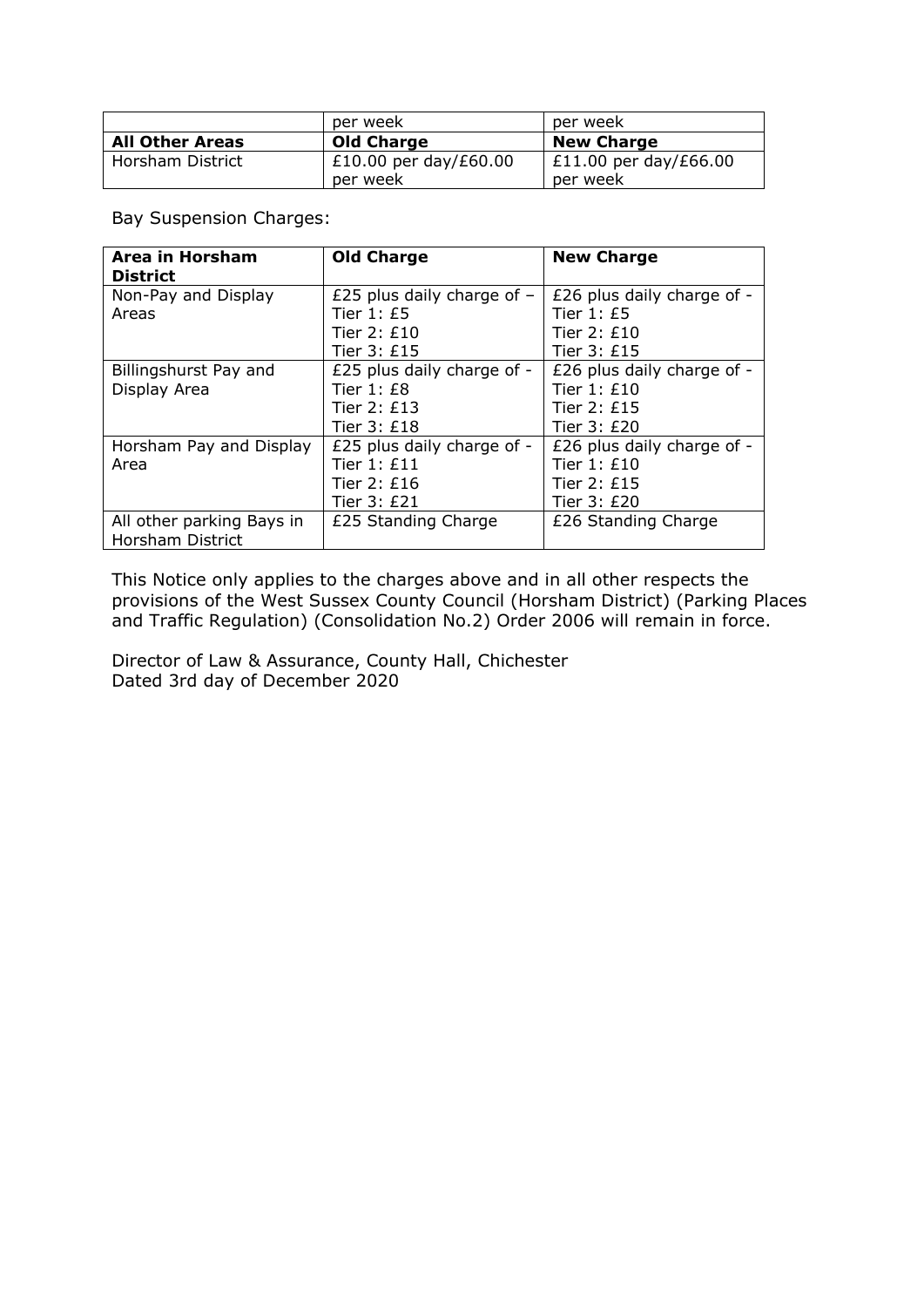| | per week | per week |
|---|---|---|
| **All Other Areas** | **Old Charge** | **New Charge** |
| Horsham District | £10.00 per day/£60.00 per week | £11.00 per day/£66.00 per week |

Bay Suspension Charges:

| Area in Horsham District | Old Charge | New Charge |
|---|---|---|
| Non-Pay and Display Areas | £25 plus daily charge of – Tier 1: £5 Tier 2: £10 Tier 3: £15 | £26 plus daily charge of - Tier 1: £5 Tier 2: £10 Tier 3: £15 |
| Billingshurst Pay and Display Area | £25 plus daily charge of - Tier 1: £8 Tier 2: £13 Tier 3: £18 | £26 plus daily charge of - Tier 1: £10 Tier 2: £15 Tier 3: £20 |
| Horsham Pay and Display Area | £25 plus daily charge of - Tier 1: £11 Tier 2: £16 Tier 3: £21 | £26 plus daily charge of - Tier 1: £10 Tier 2: £15 Tier 3: £20 |
| All other parking Bays in Horsham District | £25 Standing Charge | £26 Standing Charge |

This Notice only applies to the charges above and in all other respects the provisions of the West Sussex County Council (Horsham District) (Parking Places and Traffic Regulation) (Consolidation No.2) Order 2006 will remain in force.

Director of Law & Assurance, County Hall, Chichester
Dated 3rd day of December 2020